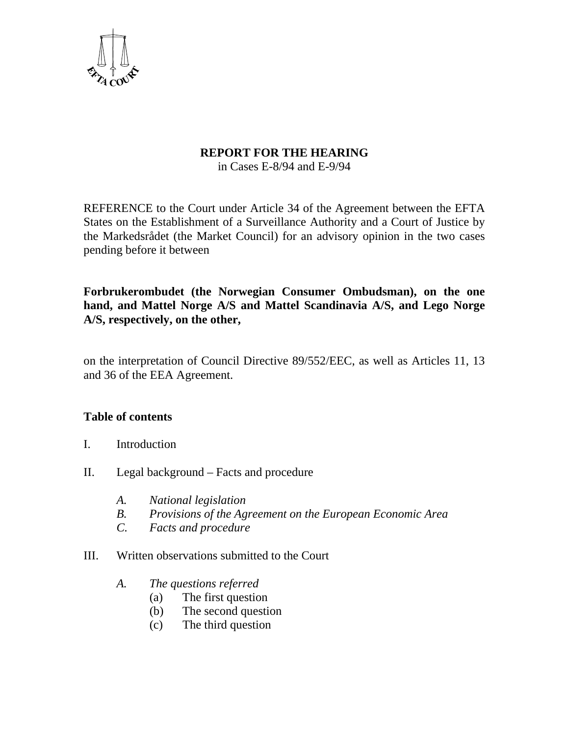# REPORT FOR THE HEARING

in Cases E-8/94 and E-9/94

REFERENCE to the Court under Article 34 of the Agreement between the EFTA States on the Establishment of a Surveillance Authority and a Court of Justice by the Markedsrådet (the Market Council) for an advisory opinion in the two cases pending before it between

**Forbrukerombudet (the Norwegian Consumer Ombudsman), on the one hand, and Mattel Norge A/S and Mattel Scandinavia A/S, and Lego Norge A/S, respectively, on the other,**

on the interpretation of Council Directive 89/552/EEC, as well as Articles 11, 13 and 36 of the EEA Agreement.

## Table of contents

I. Introduction

II. Legal background – Facts and procedure

- *A. National legislation*
- *B. Provisions of the Agreement on the European Economic Area*
- *C. Facts and procedure*

III. Written observations submitted to the Court

- *A. The questions referred*
  - (a) The first question
  - (b) The second question
  - (c) The third question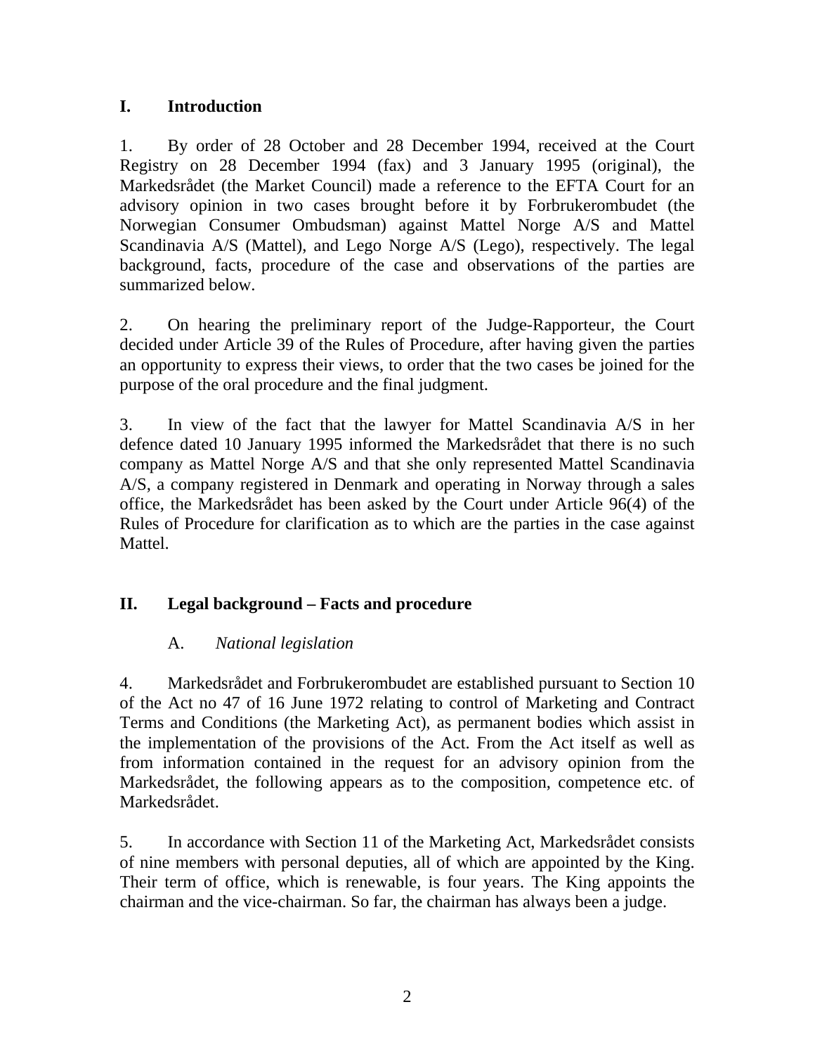## I. Introduction

1. By order of 28 October and 28 December 1994, received at the Court Registry on 28 December 1994 (fax) and 3 January 1995 (original), the Markedsrådet (the Market Council) made a reference to the EFTA Court for an advisory opinion in two cases brought before it by Forbrukerombudet (the Norwegian Consumer Ombudsman) against Mattel Norge A/S and Mattel Scandinavia A/S (Mattel), and Lego Norge A/S (Lego), respectively. The legal background, facts, procedure of the case and observations of the parties are summarized below.

2. On hearing the preliminary report of the Judge-Rapporteur, the Court decided under Article 39 of the Rules of Procedure, after having given the parties an opportunity to express their views, to order that the two cases be joined for the purpose of the oral procedure and the final judgment.

3. In view of the fact that the lawyer for Mattel Scandinavia A/S in her defence dated 10 January 1995 informed the Markedsrådet that there is no such company as Mattel Norge A/S and that she only represented Mattel Scandinavia A/S, a company registered in Denmark and operating in Norway through a sales office, the Markedsrådet has been asked by the Court under Article 96(4) of the Rules of Procedure for clarification as to which are the parties in the case against Mattel.

## II. Legal background – Facts and procedure

### A. *National legislation*

4. Markedsrådet and Forbrukerombudet are established pursuant to Section 10 of the Act no 47 of 16 June 1972 relating to control of Marketing and Contract Terms and Conditions (the Marketing Act), as permanent bodies which assist in the implementation of the provisions of the Act. From the Act itself as well as from information contained in the request for an advisory opinion from the Markedsrådet, the following appears as to the composition, competence etc. of Markedsrådet.

5. In accordance with Section 11 of the Marketing Act, Markedsrådet consists of nine members with personal deputies, all of which are appointed by the King. Their term of office, which is renewable, is four years. The King appoints the chairman and the vice-chairman. So far, the chairman has always been a judge.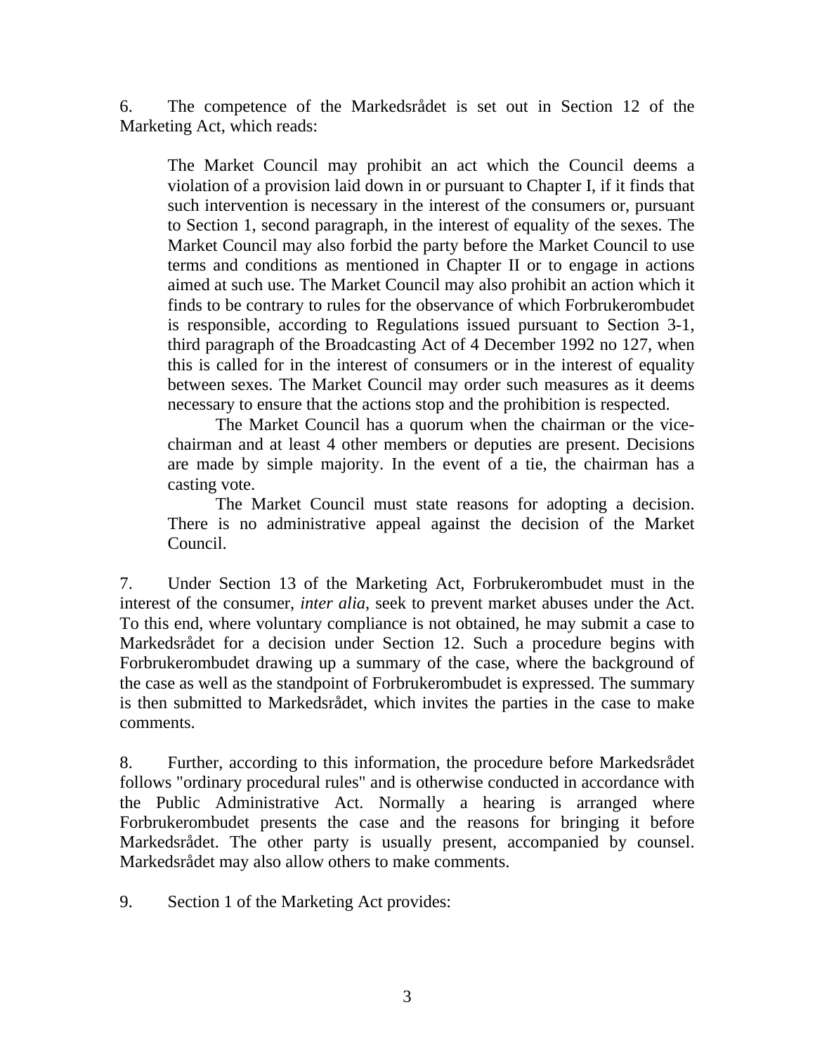6. The competence of the Markedsrådet is set out in Section 12 of the Marketing Act, which reads:

> The Market Council may prohibit an act which the Council deems a violation of a provision laid down in or pursuant to Chapter I, if it finds that such intervention is necessary in the interest of the consumers or, pursuant to Section 1, second paragraph, in the interest of equality of the sexes. The Market Council may also forbid the party before the Market Council to use terms and conditions as mentioned in Chapter II or to engage in actions aimed at such use. The Market Council may also prohibit an action which it finds to be contrary to rules for the observance of which Forbrukerombudet is responsible, according to Regulations issued pursuant to Section 3-1, third paragraph of the Broadcasting Act of 4 December 1992 no 127, when this is called for in the interest of consumers or in the interest of equality between sexes. The Market Council may order such measures as it deems necessary to ensure that the actions stop and the prohibition is respected.
>
> The Market Council has a quorum when the chairman or the vice-chairman and at least 4 other members or deputies are present. Decisions are made by simple majority. In the event of a tie, the chairman has a casting vote.
>
> The Market Council must state reasons for adopting a decision. There is no administrative appeal against the decision of the Market Council.

7. Under Section 13 of the Marketing Act, Forbrukerombudet must in the interest of the consumer, *inter alia*, seek to prevent market abuses under the Act. To this end, where voluntary compliance is not obtained, he may submit a case to Markedsrådet for a decision under Section 12. Such a procedure begins with Forbrukerombudet drawing up a summary of the case, where the background of the case as well as the standpoint of Forbrukerombudet is expressed. The summary is then submitted to Markedsrådet, which invites the parties in the case to make comments.

8. Further, according to this information, the procedure before Markedsrådet follows "ordinary procedural rules" and is otherwise conducted in accordance with the Public Administrative Act. Normally a hearing is arranged where Forbrukerombudet presents the case and the reasons for bringing it before Markedsrådet. The other party is usually present, accompanied by counsel. Markedsrådet may also allow others to make comments.

9. Section 1 of the Marketing Act provides: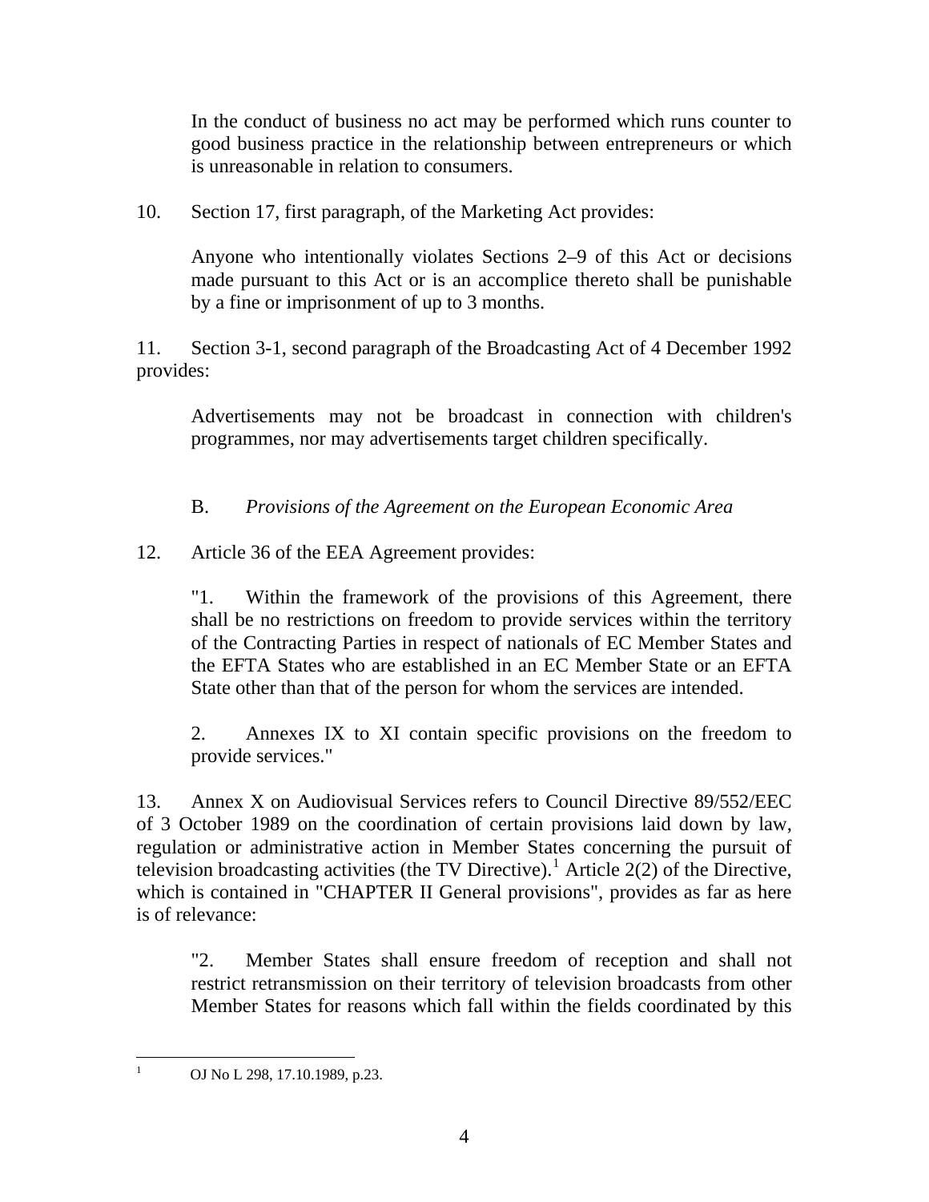In the conduct of business no act may be performed which runs counter to good business practice in the relationship between entrepreneurs or which is unreasonable in relation to consumers.

10. Section 17, first paragraph, of the Marketing Act provides:

> Anyone who intentionally violates Sections 2–9 of this Act or decisions made pursuant to this Act or is an accomplice thereto shall be punishable by a fine or imprisonment of up to 3 months.

11. Section 3-1, second paragraph of the Broadcasting Act of 4 December 1992 provides:

> Advertisements may not be broadcast in connection with children's programmes, nor may advertisements target children specifically.

### B. *Provisions of the Agreement on the European Economic Area*

12. Article 36 of the EEA Agreement provides:

> "1. Within the framework of the provisions of this Agreement, there shall be no restrictions on freedom to provide services within the territory of the Contracting Parties in respect of nationals of EC Member States and the EFTA States who are established in an EC Member State or an EFTA State other than that of the person for whom the services are intended.
>
> 2. Annexes IX to XI contain specific provisions on the freedom to provide services."

13. Annex X on Audiovisual Services refers to Council Directive 89/552/EEC of 3 October 1989 on the coordination of certain provisions laid down by law, regulation or administrative action in Member States concerning the pursuit of television broadcasting activities (the TV Directive).[1] Article 2(2) of the Directive, which is contained in "CHAPTER II General provisions", provides as far as here is of relevance:

> "2. Member States shall ensure freedom of reception and shall not restrict retransmission on their territory of television broadcasts from other Member States for reasons which fall within the fields coordinated by this

[1] OJ No L 298, 17.10.1989, p.23.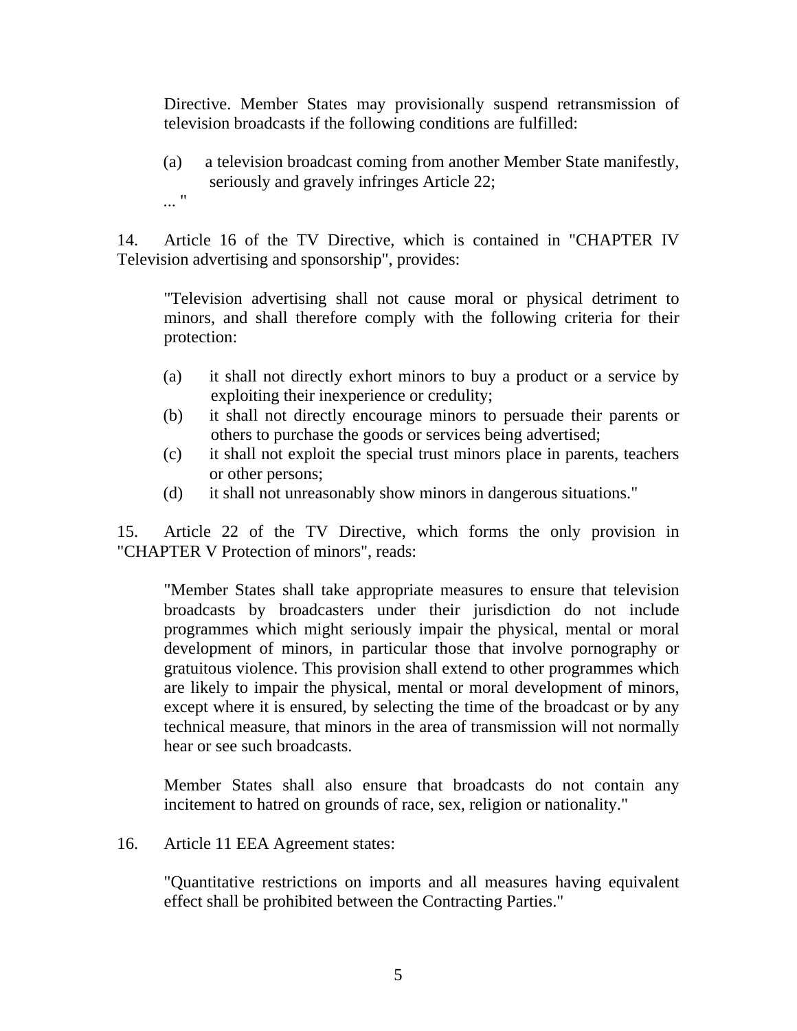> Directive. Member States may provisionally suspend retransmission of television broadcasts if the following conditions are fulfilled:
>
> (a) a television broadcast coming from another Member State manifestly, seriously and gravely infringes Article 22;
>
> ... "

14. Article 16 of the TV Directive, which is contained in "CHAPTER IV Television advertising and sponsorship", provides:

> "Television advertising shall not cause moral or physical detriment to minors, and shall therefore comply with the following criteria for their protection:
>
> (a) it shall not directly exhort minors to buy a product or a service by exploiting their inexperience or credulity;
> (b) it shall not directly encourage minors to persuade their parents or others to purchase the goods or services being advertised;
> (c) it shall not exploit the special trust minors place in parents, teachers or other persons;
> (d) it shall not unreasonably show minors in dangerous situations."

15. Article 22 of the TV Directive, which forms the only provision in "CHAPTER V Protection of minors", reads:

> "Member States shall take appropriate measures to ensure that television broadcasts by broadcasters under their jurisdiction do not include programmes which might seriously impair the physical, mental or moral development of minors, in particular those that involve pornography or gratuitous violence. This provision shall extend to other programmes which are likely to impair the physical, mental or moral development of minors, except where it is ensured, by selecting the time of the broadcast or by any technical measure, that minors in the area of transmission will not normally hear or see such broadcasts.
>
> Member States shall also ensure that broadcasts do not contain any incitement to hatred on grounds of race, sex, religion or nationality."

16. Article 11 EEA Agreement states:

> "Quantitative restrictions on imports and all measures having equivalent effect shall be prohibited between the Contracting Parties."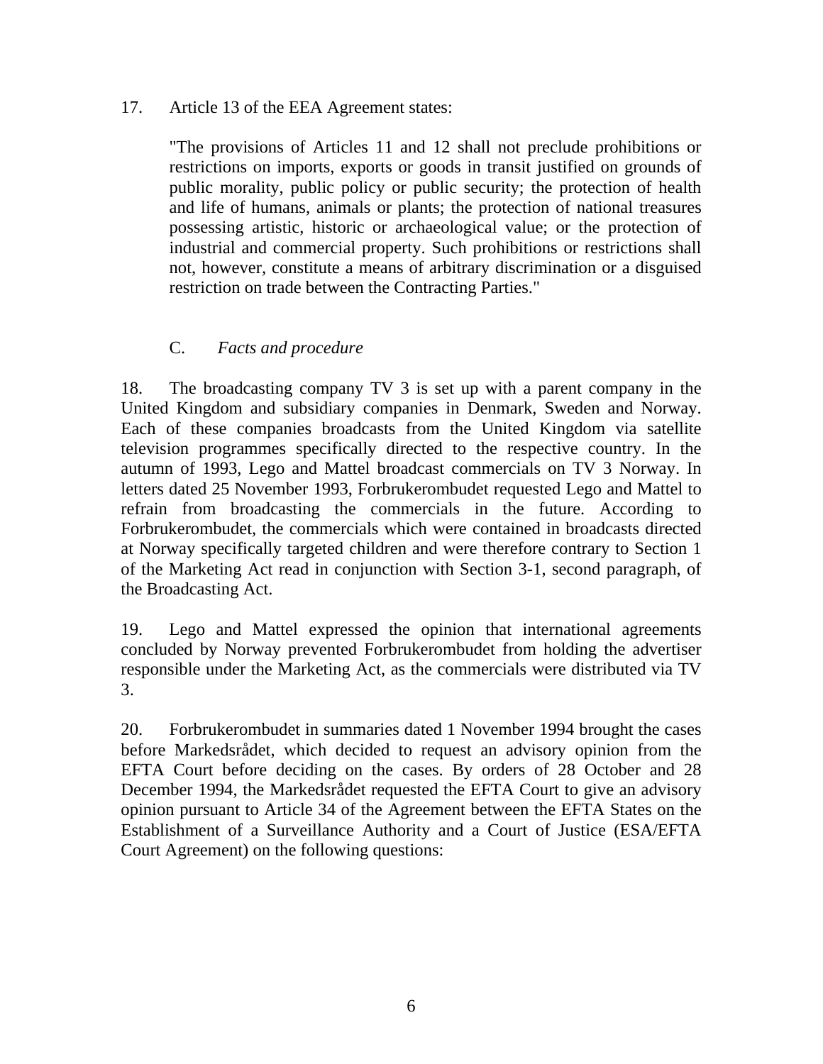17. Article 13 of the EEA Agreement states:

> "The provisions of Articles 11 and 12 shall not preclude prohibitions or restrictions on imports, exports or goods in transit justified on grounds of public morality, public policy or public security; the protection of health and life of humans, animals or plants; the protection of national treasures possessing artistic, historic or archaeological value; or the protection of industrial and commercial property. Such prohibitions or restrictions shall not, however, constitute a means of arbitrary discrimination or a disguised restriction on trade between the Contracting Parties."

## C. *Facts and procedure*

18. The broadcasting company TV 3 is set up with a parent company in the United Kingdom and subsidiary companies in Denmark, Sweden and Norway. Each of these companies broadcasts from the United Kingdom via satellite television programmes specifically directed to the respective country. In the autumn of 1993, Lego and Mattel broadcast commercials on TV 3 Norway. In letters dated 25 November 1993, Forbrukerombudet requested Lego and Mattel to refrain from broadcasting the commercials in the future. According to Forbrukerombudet, the commercials which were contained in broadcasts directed at Norway specifically targeted children and were therefore contrary to Section 1 of the Marketing Act read in conjunction with Section 3-1, second paragraph, of the Broadcasting Act.

19. Lego and Mattel expressed the opinion that international agreements concluded by Norway prevented Forbrukerombudet from holding the advertiser responsible under the Marketing Act, as the commercials were distributed via TV 3.

20. Forbrukerombudet in summaries dated 1 November 1994 brought the cases before Markedsrådet, which decided to request an advisory opinion from the EFTA Court before deciding on the cases. By orders of 28 October and 28 December 1994, the Markedsrådet requested the EFTA Court to give an advisory opinion pursuant to Article 34 of the Agreement between the EFTA States on the Establishment of a Surveillance Authority and a Court of Justice (ESA/EFTA Court Agreement) on the following questions: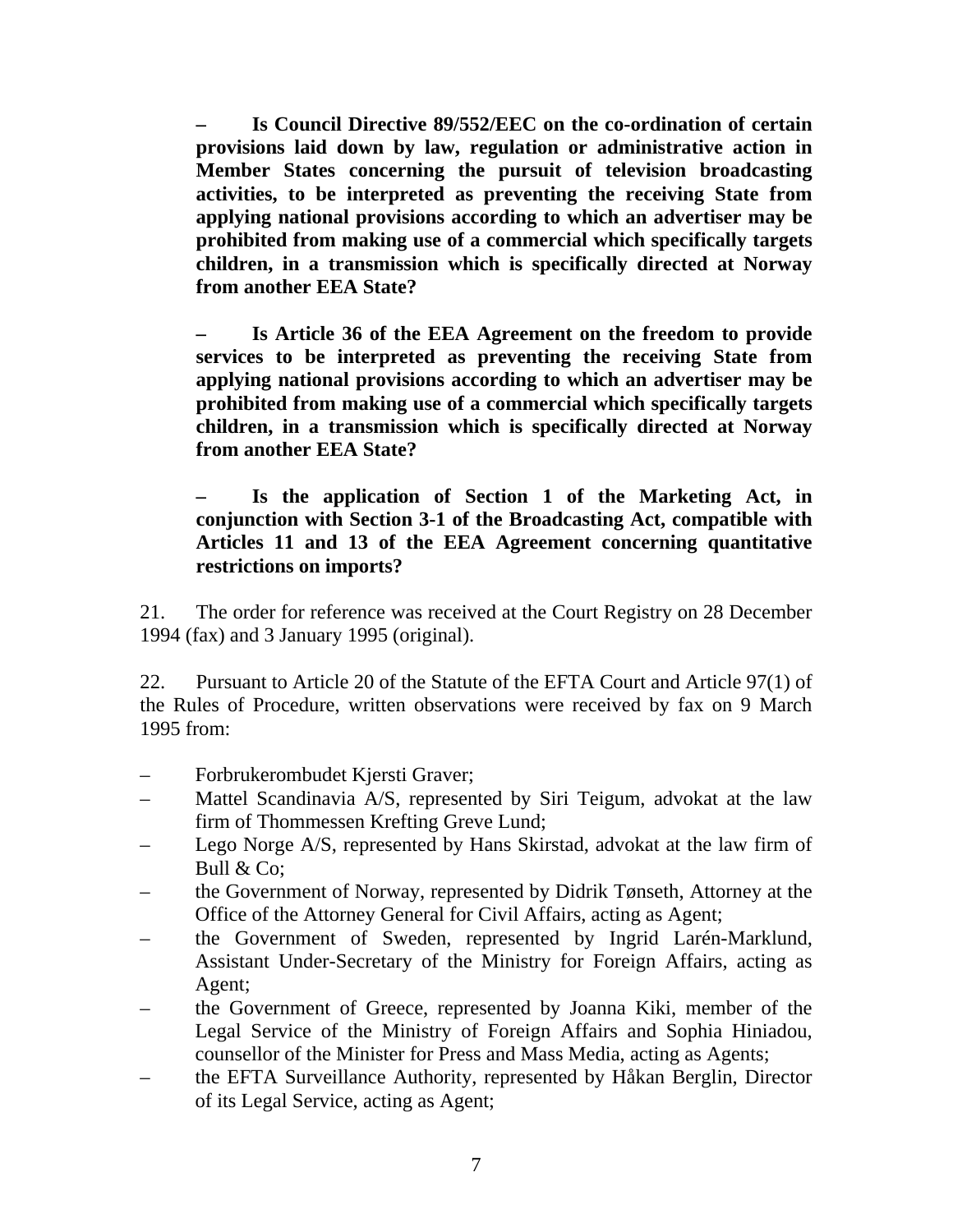**– Is Council Directive 89/552/EEC on the co-ordination of certain provisions laid down by law, regulation or administrative action in Member States concerning the pursuit of television broadcasting activities, to be interpreted as preventing the receiving State from applying national provisions according to which an advertiser may be prohibited from making use of a commercial which specifically targets children, in a transmission which is specifically directed at Norway from another EEA State?**

**– Is Article 36 of the EEA Agreement on the freedom to provide services to be interpreted as preventing the receiving State from applying national provisions according to which an advertiser may be prohibited from making use of a commercial which specifically targets children, in a transmission which is specifically directed at Norway from another EEA State?**

**– Is the application of Section 1 of the Marketing Act, in conjunction with Section 3-1 of the Broadcasting Act, compatible with Articles 11 and 13 of the EEA Agreement concerning quantitative restrictions on imports?**

21. The order for reference was received at the Court Registry on 28 December 1994 (fax) and 3 January 1995 (original).

22. Pursuant to Article 20 of the Statute of the EFTA Court and Article 97(1) of the Rules of Procedure, written observations were received by fax on 9 March 1995 from:

- Forbrukerombudet Kjersti Graver;
- Mattel Scandinavia A/S, represented by Siri Teigum, advokat at the law firm of Thommessen Krefting Greve Lund;
- Lego Norge A/S, represented by Hans Skirstad, advokat at the law firm of Bull & Co;
- the Government of Norway, represented by Didrik Tønseth, Attorney at the Office of the Attorney General for Civil Affairs, acting as Agent;
- the Government of Sweden, represented by Ingrid Larén-Marklund, Assistant Under-Secretary of the Ministry for Foreign Affairs, acting as Agent;
- the Government of Greece, represented by Joanna Kiki, member of the Legal Service of the Ministry of Foreign Affairs and Sophia Hiniadou, counsellor of the Minister for Press and Mass Media, acting as Agents;
- the EFTA Surveillance Authority, represented by Håkan Berglin, Director of its Legal Service, acting as Agent;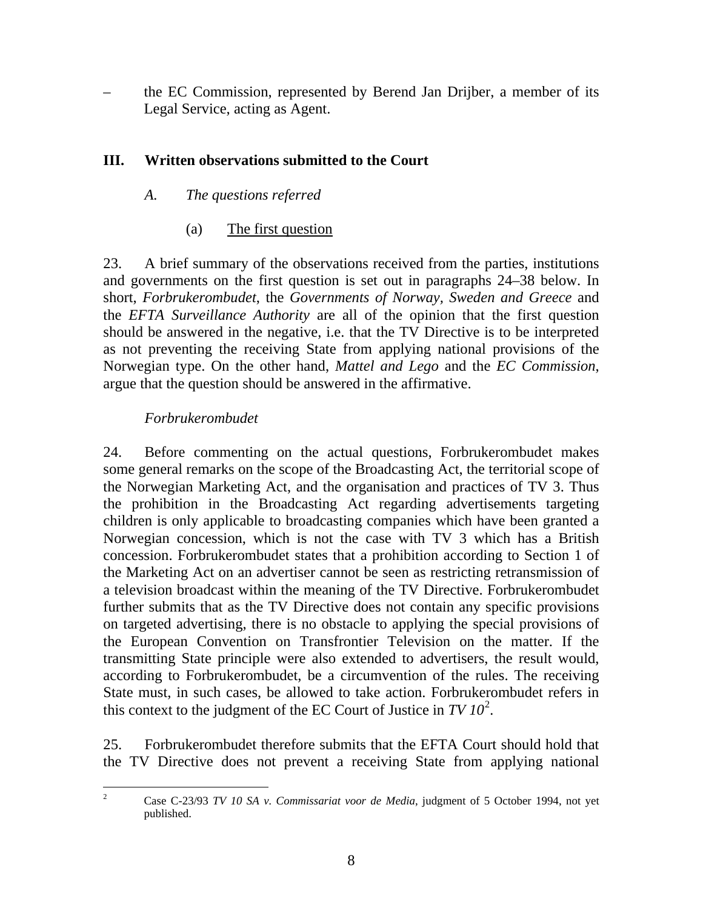– the EC Commission, represented by Berend Jan Drijber, a member of its Legal Service, acting as Agent.

## III. Written observations submitted to the Court

### *A. The questions referred*

#### (a) The first question

23. A brief summary of the observations received from the parties, institutions and governments on the first question is set out in paragraphs 24–38 below. In short, *Forbrukerombudet*, the *Governments of Norway, Sweden and Greece* and the *EFTA Surveillance Authority* are all of the opinion that the first question should be answered in the negative, i.e. that the TV Directive is to be interpreted as not preventing the receiving State from applying national provisions of the Norwegian type. On the other hand, *Mattel and Lego* and the *EC Commission*, argue that the question should be answered in the affirmative.

*Forbrukerombudet*

24. Before commenting on the actual questions, Forbrukerombudet makes some general remarks on the scope of the Broadcasting Act, the territorial scope of the Norwegian Marketing Act, and the organisation and practices of TV 3. Thus the prohibition in the Broadcasting Act regarding advertisements targeting children is only applicable to broadcasting companies which have been granted a Norwegian concession, which is not the case with TV 3 which has a British concession. Forbrukerombudet states that a prohibition according to Section 1 of the Marketing Act on an advertiser cannot be seen as restricting retransmission of a television broadcast within the meaning of the TV Directive. Forbrukerombudet further submits that as the TV Directive does not contain any specific provisions on targeted advertising, there is no obstacle to applying the special provisions of the European Convention on Transfrontier Television on the matter. If the transmitting State principle were also extended to advertisers, the result would, according to Forbrukerombudet, be a circumvention of the rules. The receiving State must, in such cases, be allowed to take action. Forbrukerombudet refers in this context to the judgment of the EC Court of Justice in *TV 10*[2].

25. Forbrukerombudet therefore submits that the EFTA Court should hold that the TV Directive does not prevent a receiving State from applying national

---

[2] Case C-23/93 *TV 10 SA v. Commissariat voor de Media*, judgment of 5 October 1994, not yet published.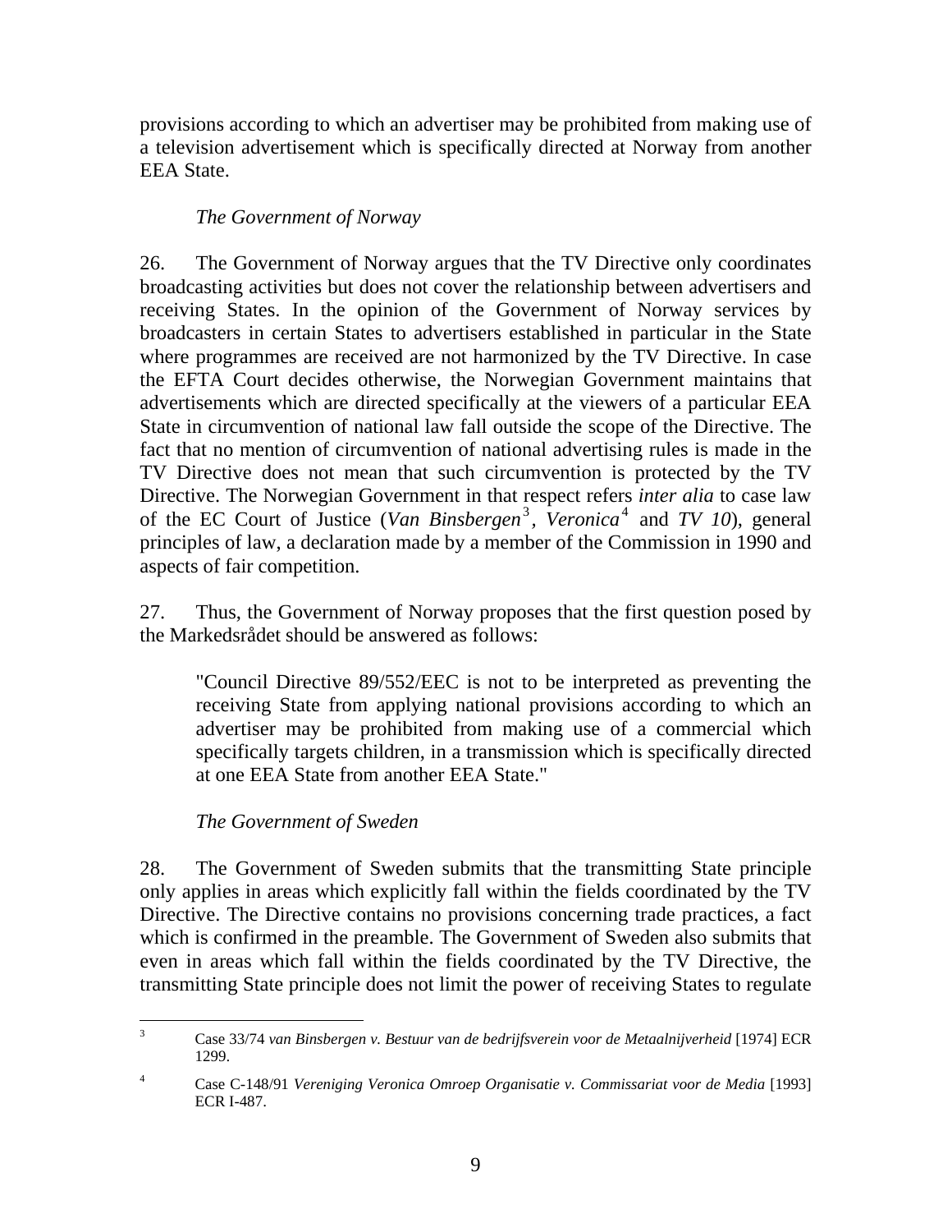provisions according to which an advertiser may be prohibited from making use of a television advertisement which is specifically directed at Norway from another EEA State.

*The Government of Norway*

26. The Government of Norway argues that the TV Directive only coordinates broadcasting activities but does not cover the relationship between advertisers and receiving States. In the opinion of the Government of Norway services by broadcasters in certain States to advertisers established in particular in the State where programmes are received are not harmonized by the TV Directive. In case the EFTA Court decides otherwise, the Norwegian Government maintains that advertisements which are directed specifically at the viewers of a particular EEA State in circumvention of national law fall outside the scope of the Directive. The fact that no mention of circumvention of national advertising rules is made in the TV Directive does not mean that such circumvention is protected by the TV Directive. The Norwegian Government in that respect refers *inter alia* to case law of the EC Court of Justice (*Van Binsbergen*[3], *Veronica*[4] and *TV 10*), general principles of law, a declaration made by a member of the Commission in 1990 and aspects of fair competition.

27. Thus, the Government of Norway proposes that the first question posed by the Markedsrådet should be answered as follows:

> "Council Directive 89/552/EEC is not to be interpreted as preventing the receiving State from applying national provisions according to which an advertiser may be prohibited from making use of a commercial which specifically targets children, in a transmission which is specifically directed at one EEA State from another EEA State."

*The Government of Sweden*

28. The Government of Sweden submits that the transmitting State principle only applies in areas which explicitly fall within the fields coordinated by the TV Directive. The Directive contains no provisions concerning trade practices, a fact which is confirmed in the preamble. The Government of Sweden also submits that even in areas which fall within the fields coordinated by the TV Directive, the transmitting State principle does not limit the power of receiving States to regulate

---

[3] Case 33/74 *van Binsbergen v. Bestuur van de bedrijfsverein voor de Metaalnijverheid* [1974] ECR 1299.

[4] Case C-148/91 *Vereniging Veronica Omroep Organisatie v. Commissariat voor de Media* [1993] ECR I-487.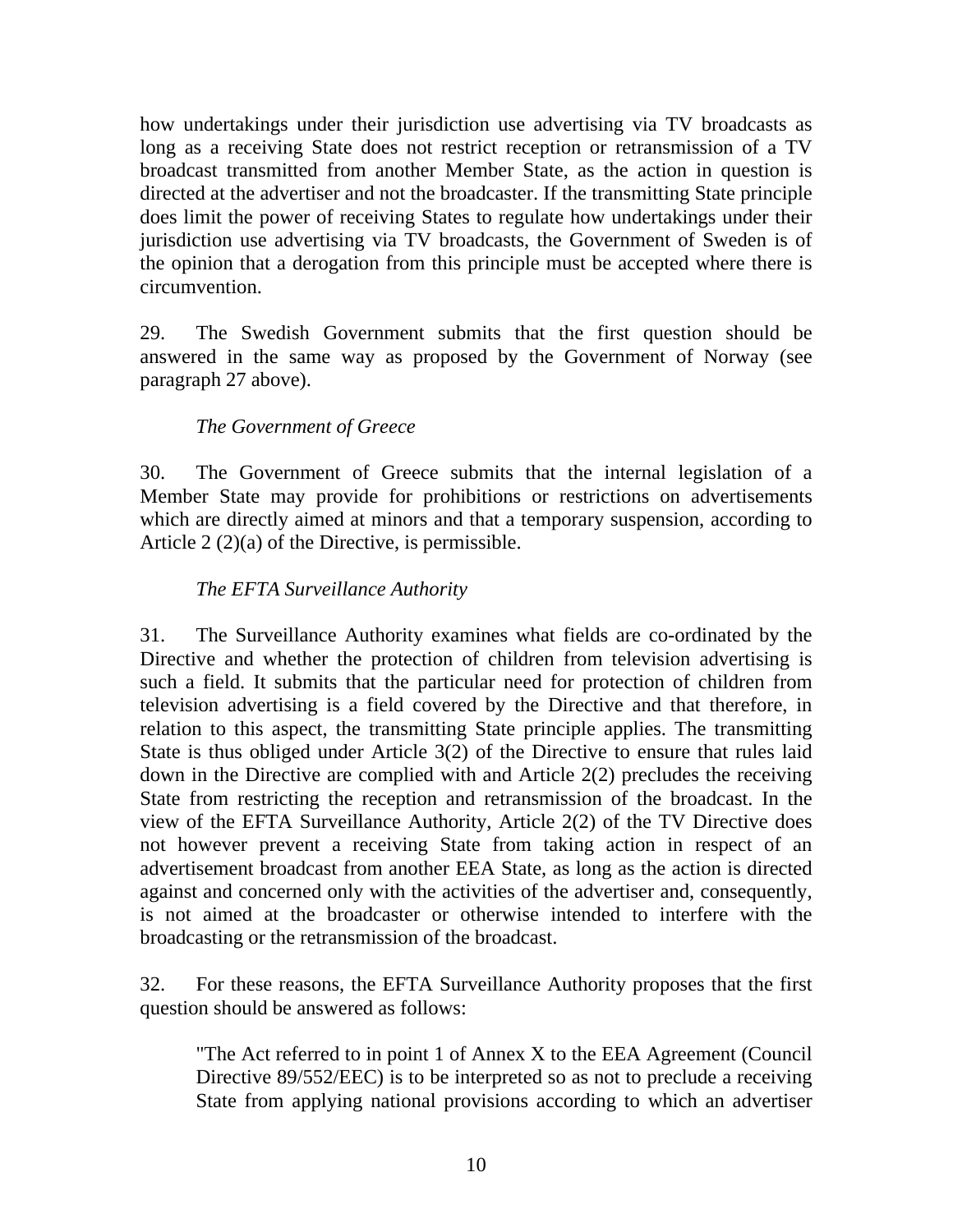how undertakings under their jurisdiction use advertising via TV broadcasts as long as a receiving State does not restrict reception or retransmission of a TV broadcast transmitted from another Member State, as the action in question is directed at the advertiser and not the broadcaster. If the transmitting State principle does limit the power of receiving States to regulate how undertakings under their jurisdiction use advertising via TV broadcasts, the Government of Sweden is of the opinion that a derogation from this principle must be accepted where there is circumvention.

29. The Swedish Government submits that the first question should be answered in the same way as proposed by the Government of Norway (see paragraph 27 above).

*The Government of Greece*

30. The Government of Greece submits that the internal legislation of a Member State may provide for prohibitions or restrictions on advertisements which are directly aimed at minors and that a temporary suspension, according to Article 2 (2)(a) of the Directive, is permissible.

*The EFTA Surveillance Authority*

31. The Surveillance Authority examines what fields are co-ordinated by the Directive and whether the protection of children from television advertising is such a field. It submits that the particular need for protection of children from television advertising is a field covered by the Directive and that therefore, in relation to this aspect, the transmitting State principle applies. The transmitting State is thus obliged under Article 3(2) of the Directive to ensure that rules laid down in the Directive are complied with and Article 2(2) precludes the receiving State from restricting the reception and retransmission of the broadcast. In the view of the EFTA Surveillance Authority, Article 2(2) of the TV Directive does not however prevent a receiving State from taking action in respect of an advertisement broadcast from another EEA State, as long as the action is directed against and concerned only with the activities of the advertiser and, consequently, is not aimed at the broadcaster or otherwise intended to interfere with the broadcasting or the retransmission of the broadcast.

32. For these reasons, the EFTA Surveillance Authority proposes that the first question should be answered as follows:

> "The Act referred to in point 1 of Annex X to the EEA Agreement (Council Directive 89/552/EEC) is to be interpreted so as not to preclude a receiving State from applying national provisions according to which an advertiser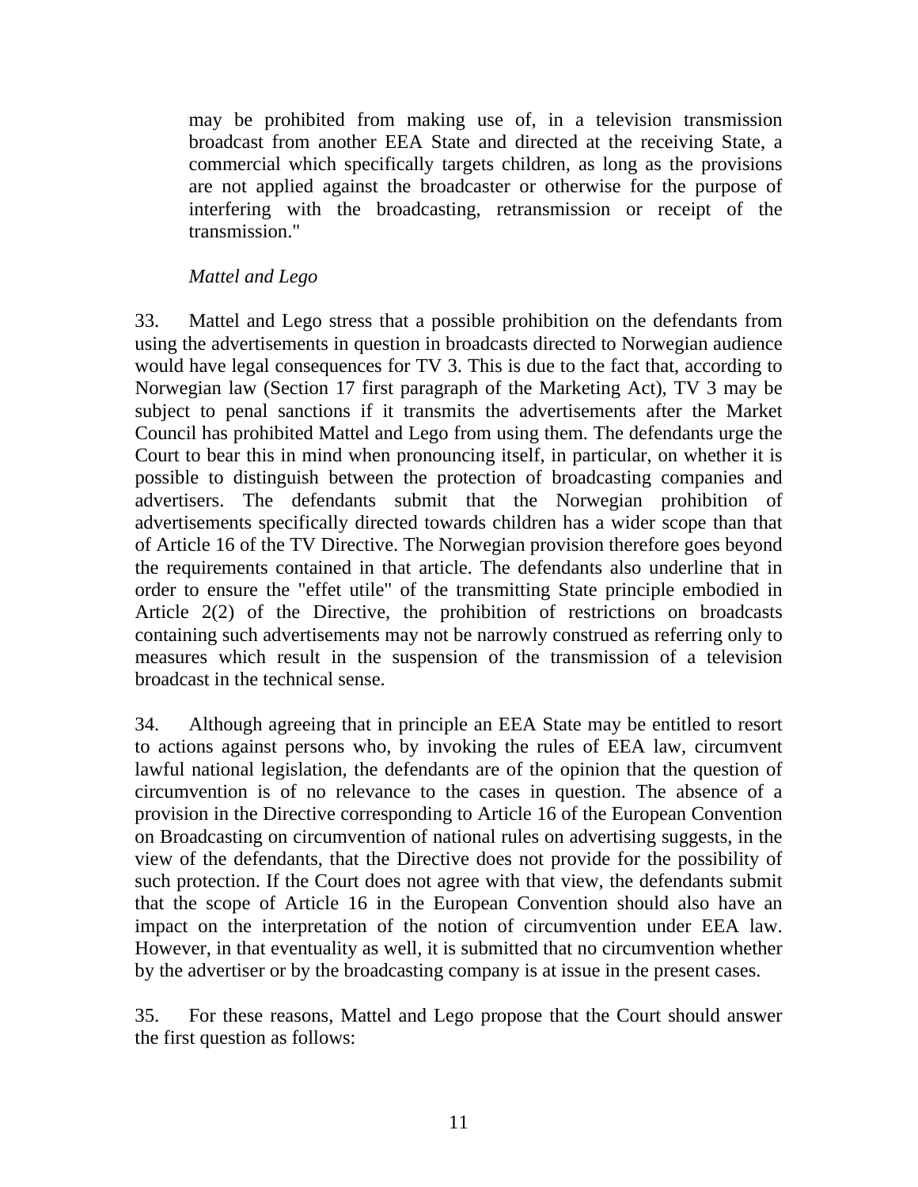may be prohibited from making use of, in a television transmission broadcast from another EEA State and directed at the receiving State, a commercial which specifically targets children, as long as the provisions are not applied against the broadcaster or otherwise for the purpose of interfering with the broadcasting, retransmission or receipt of the transmission."

*Mattel and Lego*

33. Mattel and Lego stress that a possible prohibition on the defendants from using the advertisements in question in broadcasts directed to Norwegian audience would have legal consequences for TV 3. This is due to the fact that, according to Norwegian law (Section 17 first paragraph of the Marketing Act), TV 3 may be subject to penal sanctions if it transmits the advertisements after the Market Council has prohibited Mattel and Lego from using them. The defendants urge the Court to bear this in mind when pronouncing itself, in particular, on whether it is possible to distinguish between the protection of broadcasting companies and advertisers. The defendants submit that the Norwegian prohibition of advertisements specifically directed towards children has a wider scope than that of Article 16 of the TV Directive. The Norwegian provision therefore goes beyond the requirements contained in that article. The defendants also underline that in order to ensure the "effet utile" of the transmitting State principle embodied in Article 2(2) of the Directive, the prohibition of restrictions on broadcasts containing such advertisements may not be narrowly construed as referring only to measures which result in the suspension of the transmission of a television broadcast in the technical sense.

34. Although agreeing that in principle an EEA State may be entitled to resort to actions against persons who, by invoking the rules of EEA law, circumvent lawful national legislation, the defendants are of the opinion that the question of circumvention is of no relevance to the cases in question. The absence of a provision in the Directive corresponding to Article 16 of the European Convention on Broadcasting on circumvention of national rules on advertising suggests, in the view of the defendants, that the Directive does not provide for the possibility of such protection. If the Court does not agree with that view, the defendants submit that the scope of Article 16 in the European Convention should also have an impact on the interpretation of the notion of circumvention under EEA law. However, in that eventuality as well, it is submitted that no circumvention whether by the advertiser or by the broadcasting company is at issue in the present cases.

35. For these reasons, Mattel and Lego propose that the Court should answer the first question as follows: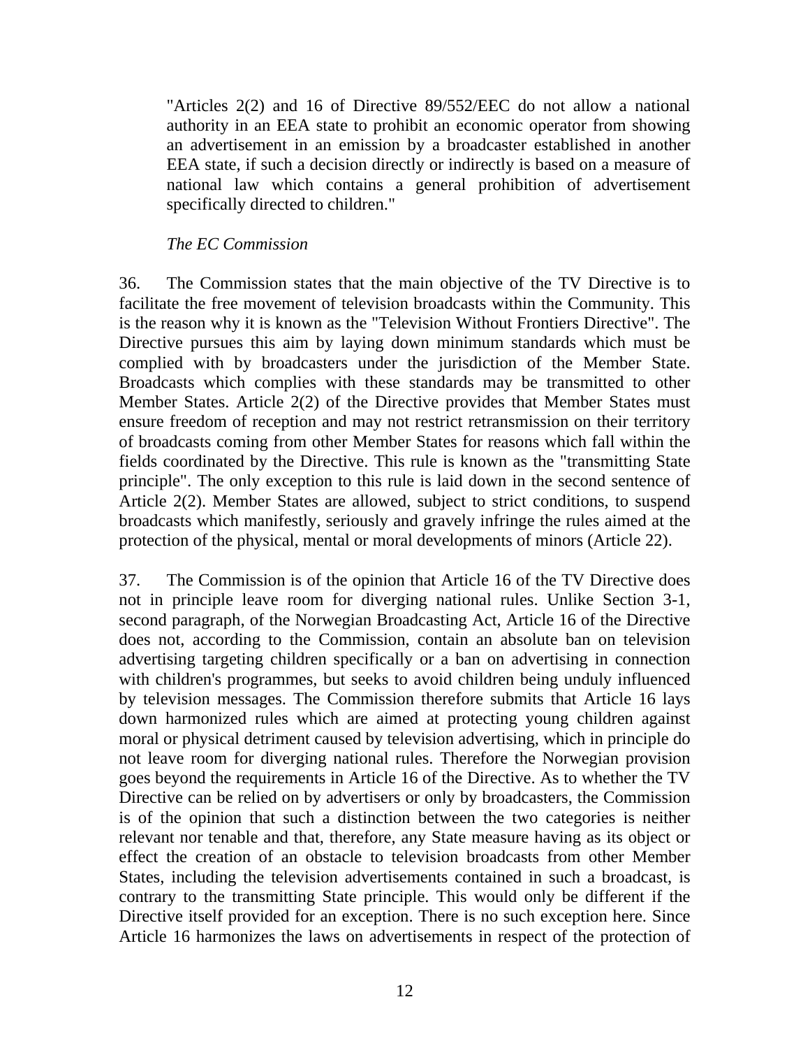"Articles 2(2) and 16 of Directive 89/552/EEC do not allow a national authority in an EEA state to prohibit an economic operator from showing an advertisement in an emission by a broadcaster established in another EEA state, if such a decision directly or indirectly is based on a measure of national law which contains a general prohibition of advertisement specifically directed to children."

*The EC Commission*

36. The Commission states that the main objective of the TV Directive is to facilitate the free movement of television broadcasts within the Community. This is the reason why it is known as the "Television Without Frontiers Directive". The Directive pursues this aim by laying down minimum standards which must be complied with by broadcasters under the jurisdiction of the Member State. Broadcasts which complies with these standards may be transmitted to other Member States. Article 2(2) of the Directive provides that Member States must ensure freedom of reception and may not restrict retransmission on their territory of broadcasts coming from other Member States for reasons which fall within the fields coordinated by the Directive. This rule is known as the "transmitting State principle". The only exception to this rule is laid down in the second sentence of Article 2(2). Member States are allowed, subject to strict conditions, to suspend broadcasts which manifestly, seriously and gravely infringe the rules aimed at the protection of the physical, mental or moral developments of minors (Article 22).

37. The Commission is of the opinion that Article 16 of the TV Directive does not in principle leave room for diverging national rules. Unlike Section 3-1, second paragraph, of the Norwegian Broadcasting Act, Article 16 of the Directive does not, according to the Commission, contain an absolute ban on television advertising targeting children specifically or a ban on advertising in connection with children's programmes, but seeks to avoid children being unduly influenced by television messages. The Commission therefore submits that Article 16 lays down harmonized rules which are aimed at protecting young children against moral or physical detriment caused by television advertising, which in principle do not leave room for diverging national rules. Therefore the Norwegian provision goes beyond the requirements in Article 16 of the Directive. As to whether the TV Directive can be relied on by advertisers or only by broadcasters, the Commission is of the opinion that such a distinction between the two categories is neither relevant nor tenable and that, therefore, any State measure having as its object or effect the creation of an obstacle to television broadcasts from other Member States, including the television advertisements contained in such a broadcast, is contrary to the transmitting State principle. This would only be different if the Directive itself provided for an exception. There is no such exception here. Since Article 16 harmonizes the laws on advertisements in respect of the protection of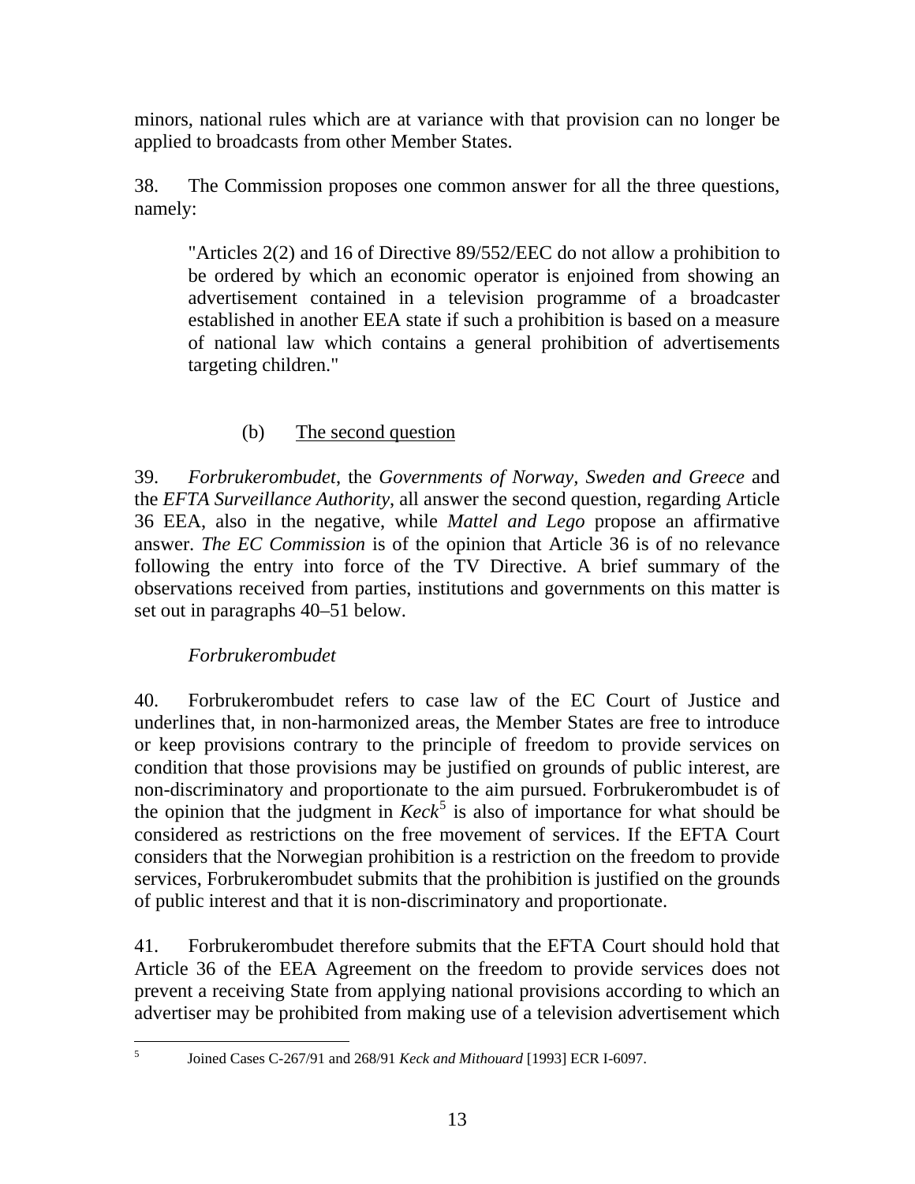minors, national rules which are at variance with that provision can no longer be applied to broadcasts from other Member States.

38. The Commission proposes one common answer for all the three questions, namely:

> "Articles 2(2) and 16 of Directive 89/552/EEC do not allow a prohibition to be ordered by which an economic operator is enjoined from showing an advertisement contained in a television programme of a broadcaster established in another EEA state if such a prohibition is based on a measure of national law which contains a general prohibition of advertisements targeting children."

(b) <u>The second question</u>

39. *Forbrukerombudet*, the *Governments of Norway, Sweden and Greece* and the *EFTA Surveillance Authority*, all answer the second question, regarding Article 36 EEA, also in the negative, while *Mattel and Lego* propose an affirmative answer. *The EC Commission* is of the opinion that Article 36 is of no relevance following the entry into force of the TV Directive. A brief summary of the observations received from parties, institutions and governments on this matter is set out in paragraphs 40–51 below.

*Forbrukerombudet*

40. Forbrukerombudet refers to case law of the EC Court of Justice and underlines that, in non-harmonized areas, the Member States are free to introduce or keep provisions contrary to the principle of freedom to provide services on condition that those provisions may be justified on grounds of public interest, are non-discriminatory and proportionate to the aim pursued. Forbrukerombudet is of the opinion that the judgment in *Keck*[5] is also of importance for what should be considered as restrictions on the free movement of services. If the EFTA Court considers that the Norwegian prohibition is a restriction on the freedom to provide services, Forbrukerombudet submits that the prohibition is justified on the grounds of public interest and that it is non-discriminatory and proportionate.

41. Forbrukerombudet therefore submits that the EFTA Court should hold that Article 36 of the EEA Agreement on the freedom to provide services does not prevent a receiving State from applying national provisions according to which an advertiser may be prohibited from making use of a television advertisement which

---

[5] Joined Cases C-267/91 and 268/91 *Keck and Mithouard* [1993] ECR I-6097.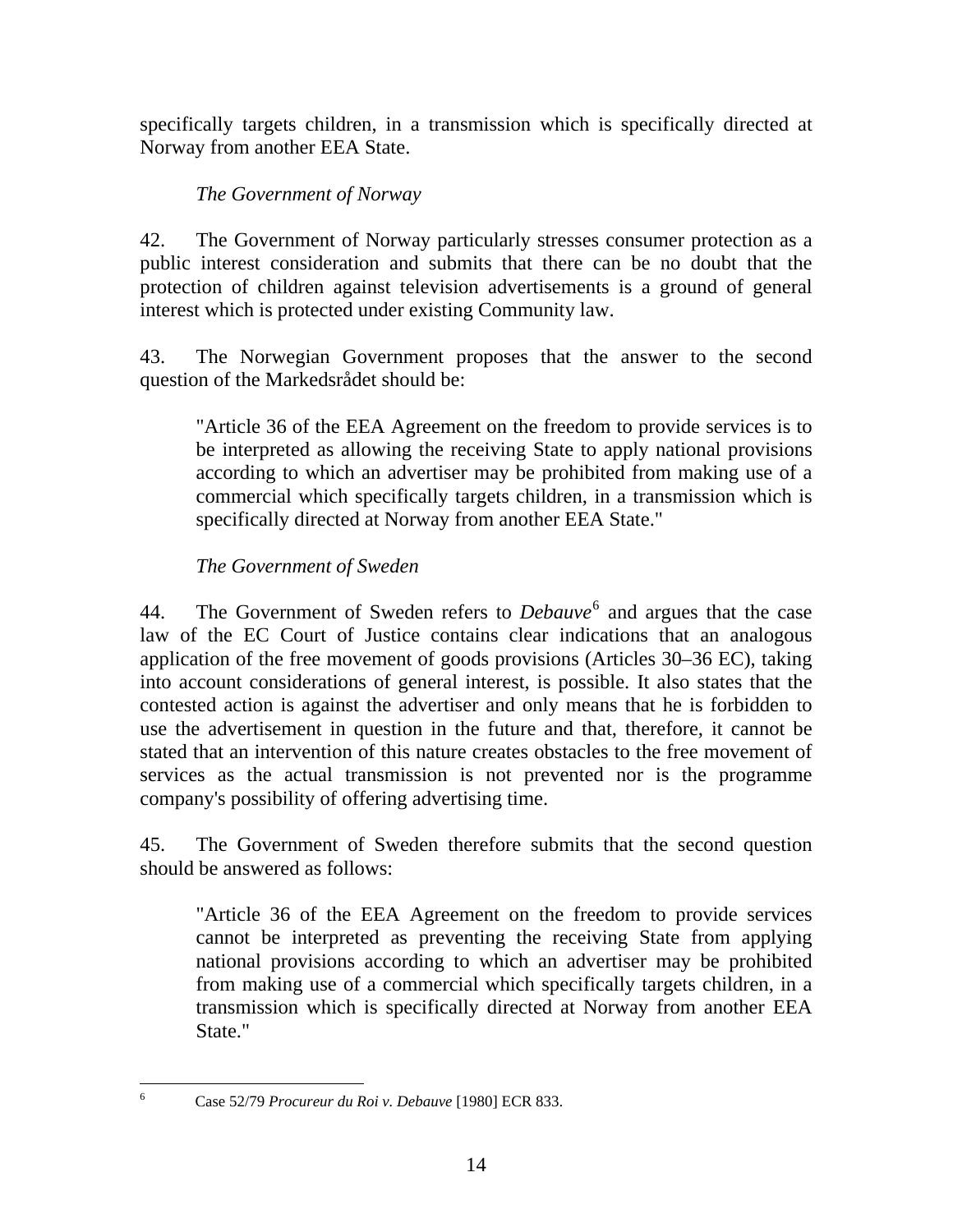specifically targets children, in a transmission which is specifically directed at Norway from another EEA State.

*The Government of Norway*

42. The Government of Norway particularly stresses consumer protection as a public interest consideration and submits that there can be no doubt that the protection of children against television advertisements is a ground of general interest which is protected under existing Community law.

43. The Norwegian Government proposes that the answer to the second question of the Markedsrådet should be:

> "Article 36 of the EEA Agreement on the freedom to provide services is to be interpreted as allowing the receiving State to apply national provisions according to which an advertiser may be prohibited from making use of a commercial which specifically targets children, in a transmission which is specifically directed at Norway from another EEA State."

*The Government of Sweden*

44. The Government of Sweden refers to *Debauve*[6] and argues that the case law of the EC Court of Justice contains clear indications that an analogous application of the free movement of goods provisions (Articles 30–36 EC), taking into account considerations of general interest, is possible. It also states that the contested action is against the advertiser and only means that he is forbidden to use the advertisement in question in the future and that, therefore, it cannot be stated that an intervention of this nature creates obstacles to the free movement of services as the actual transmission is not prevented nor is the programme company's possibility of offering advertising time.

45. The Government of Sweden therefore submits that the second question should be answered as follows:

> "Article 36 of the EEA Agreement on the freedom to provide services cannot be interpreted as preventing the receiving State from applying national provisions according to which an advertiser may be prohibited from making use of a commercial which specifically targets children, in a transmission which is specifically directed at Norway from another EEA State."

---

[6] Case 52/79 *Procureur du Roi v. Debauve* [1980] ECR 833.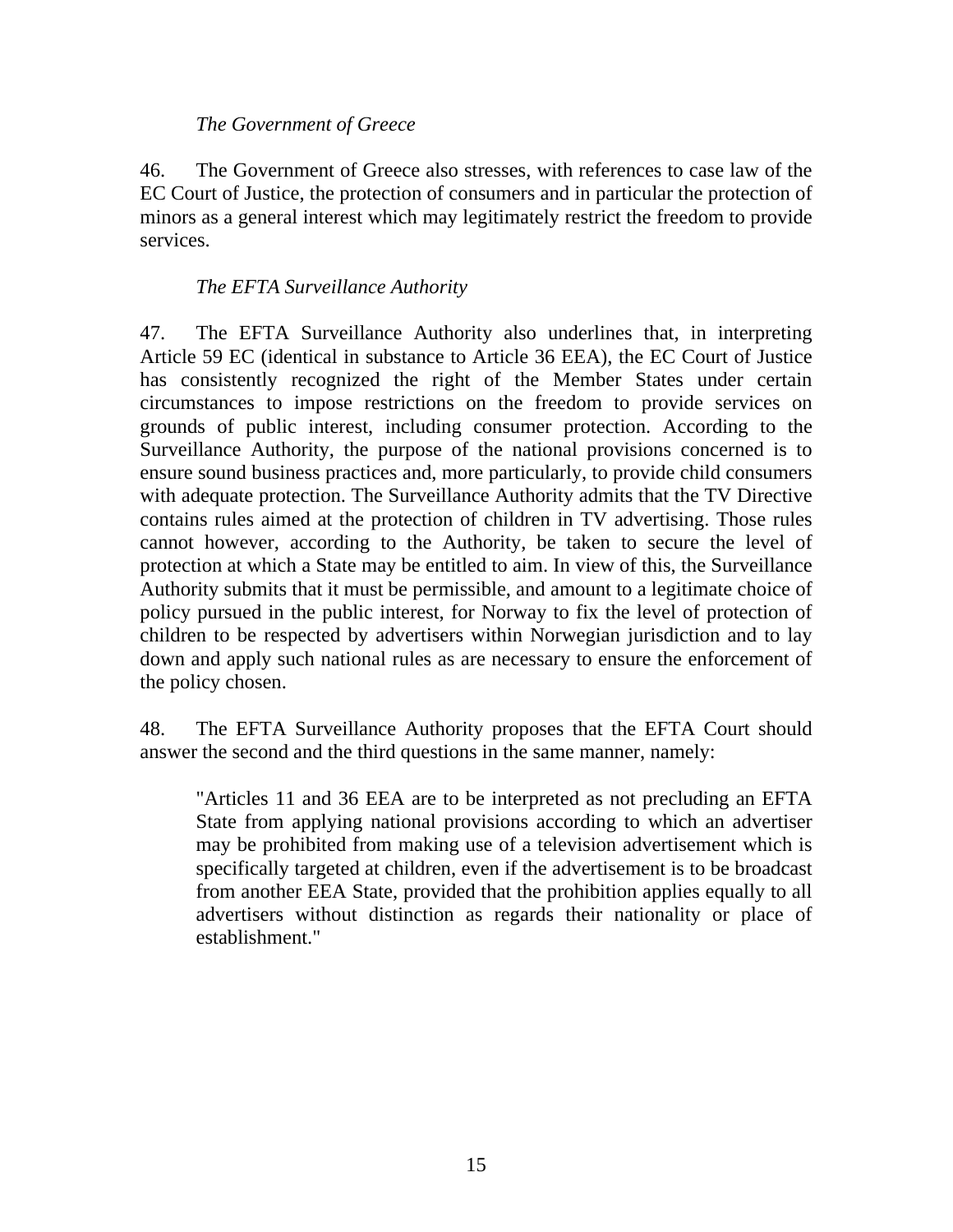*The Government of Greece*

46. The Government of Greece also stresses, with references to case law of the EC Court of Justice, the protection of consumers and in particular the protection of minors as a general interest which may legitimately restrict the freedom to provide services.

*The EFTA Surveillance Authority*

47. The EFTA Surveillance Authority also underlines that, in interpreting Article 59 EC (identical in substance to Article 36 EEA), the EC Court of Justice has consistently recognized the right of the Member States under certain circumstances to impose restrictions on the freedom to provide services on grounds of public interest, including consumer protection. According to the Surveillance Authority, the purpose of the national provisions concerned is to ensure sound business practices and, more particularly, to provide child consumers with adequate protection. The Surveillance Authority admits that the TV Directive contains rules aimed at the protection of children in TV advertising. Those rules cannot however, according to the Authority, be taken to secure the level of protection at which a State may be entitled to aim. In view of this, the Surveillance Authority submits that it must be permissible, and amount to a legitimate choice of policy pursued in the public interest, for Norway to fix the level of protection of children to be respected by advertisers within Norwegian jurisdiction and to lay down and apply such national rules as are necessary to ensure the enforcement of the policy chosen.

48. The EFTA Surveillance Authority proposes that the EFTA Court should answer the second and the third questions in the same manner, namely:

> "Articles 11 and 36 EEA are to be interpreted as not precluding an EFTA State from applying national provisions according to which an advertiser may be prohibited from making use of a television advertisement which is specifically targeted at children, even if the advertisement is to be broadcast from another EEA State, provided that the prohibition applies equally to all advertisers without distinction as regards their nationality or place of establishment."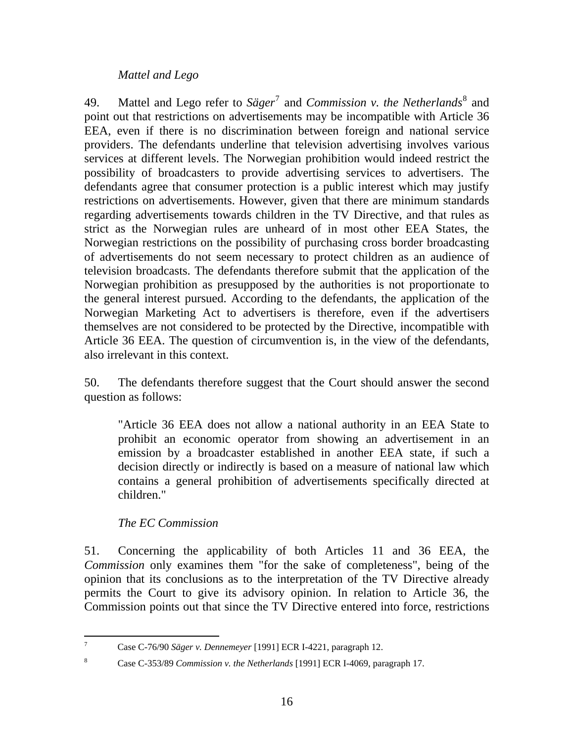*Mattel and Lego*

49. Mattel and Lego refer to *Säger*[7] and *Commission v. the Netherlands*[8] and point out that restrictions on advertisements may be incompatible with Article 36 EEA, even if there is no discrimination between foreign and national service providers. The defendants underline that television advertising involves various services at different levels. The Norwegian prohibition would indeed restrict the possibility of broadcasters to provide advertising services to advertisers. The defendants agree that consumer protection is a public interest which may justify restrictions on advertisements. However, given that there are minimum standards regarding advertisements towards children in the TV Directive, and that rules as strict as the Norwegian rules are unheard of in most other EEA States, the Norwegian restrictions on the possibility of purchasing cross border broadcasting of advertisements do not seem necessary to protect children as an audience of television broadcasts. The defendants therefore submit that the application of the Norwegian prohibition as presupposed by the authorities is not proportionate to the general interest pursued. According to the defendants, the application of the Norwegian Marketing Act to advertisers is therefore, even if the advertisers themselves are not considered to be protected by the Directive, incompatible with Article 36 EEA. The question of circumvention is, in the view of the defendants, also irrelevant in this context.

50. The defendants therefore suggest that the Court should answer the second question as follows:

> "Article 36 EEA does not allow a national authority in an EEA State to prohibit an economic operator from showing an advertisement in an emission by a broadcaster established in another EEA state, if such a decision directly or indirectly is based on a measure of national law which contains a general prohibition of advertisements specifically directed at children."

*The EC Commission*

51. Concerning the applicability of both Articles 11 and 36 EEA, the *Commission* only examines them "for the sake of completeness", being of the opinion that its conclusions as to the interpretation of the TV Directive already permits the Court to give its advisory opinion. In relation to Article 36, the Commission points out that since the TV Directive entered into force, restrictions

---

[7] Case C-76/90 *Säger v. Dennemeyer* [1991] ECR I-4221, paragraph 12.

[8] Case C-353/89 *Commission v. the Netherlands* [1991] ECR I-4069, paragraph 17.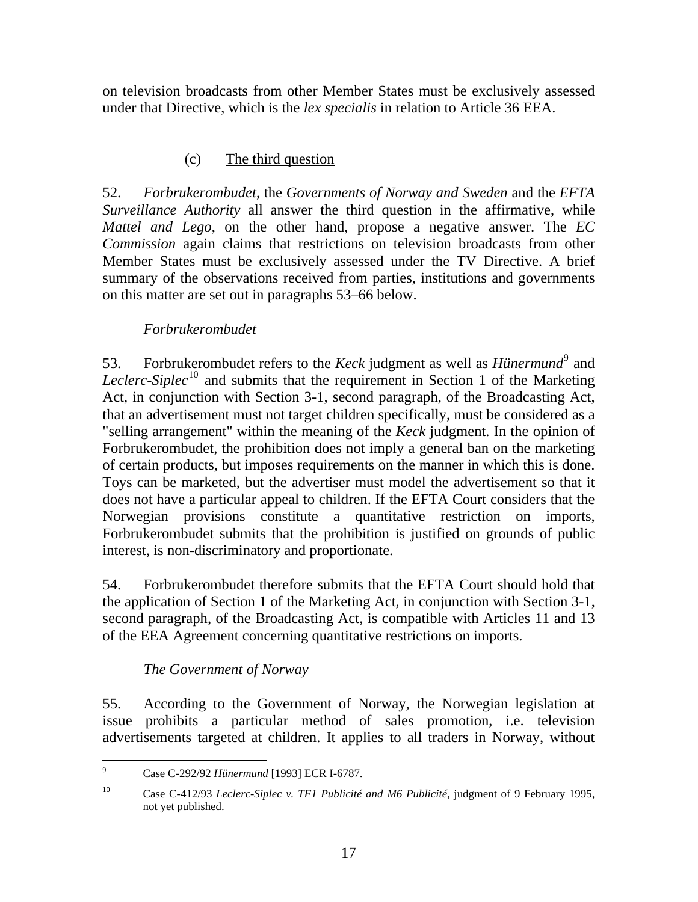on television broadcasts from other Member States must be exclusively assessed under that Directive, which is the *lex specialis* in relation to Article 36 EEA.

(c) The third question

52. *Forbrukerombudet*, the *Governments of Norway and Sweden* and the *EFTA Surveillance Authority* all answer the third question in the affirmative, while *Mattel and Lego*, on the other hand, propose a negative answer. The *EC Commission* again claims that restrictions on television broadcasts from other Member States must be exclusively assessed under the TV Directive. A brief summary of the observations received from parties, institutions and governments on this matter are set out in paragraphs 53–66 below.

*Forbrukerombudet*

53. Forbrukerombudet refers to the *Keck* judgment as well as *Hünermund*[9] and *Leclerc-Siplec*[10] and submits that the requirement in Section 1 of the Marketing Act, in conjunction with Section 3-1, second paragraph, of the Broadcasting Act, that an advertisement must not target children specifically, must be considered as a "selling arrangement" within the meaning of the *Keck* judgment. In the opinion of Forbrukerombudet, the prohibition does not imply a general ban on the marketing of certain products, but imposes requirements on the manner in which this is done. Toys can be marketed, but the advertiser must model the advertisement so that it does not have a particular appeal to children. If the EFTA Court considers that the Norwegian provisions constitute a quantitative restriction on imports, Forbrukerombudet submits that the prohibition is justified on grounds of public interest, is non-discriminatory and proportionate.

54. Forbrukerombudet therefore submits that the EFTA Court should hold that the application of Section 1 of the Marketing Act, in conjunction with Section 3-1, second paragraph, of the Broadcasting Act, is compatible with Articles 11 and 13 of the EEA Agreement concerning quantitative restrictions on imports.

*The Government of Norway*

55. According to the Government of Norway, the Norwegian legislation at issue prohibits a particular method of sales promotion, i.e. television advertisements targeted at children. It applies to all traders in Norway, without

---

[9] Case C-292/92 *Hünermund* [1993] ECR I-6787.

[10] Case C-412/93 *Leclerc-Siplec v. TF1 Publicité and M6 Publicité*, judgment of 9 February 1995, not yet published.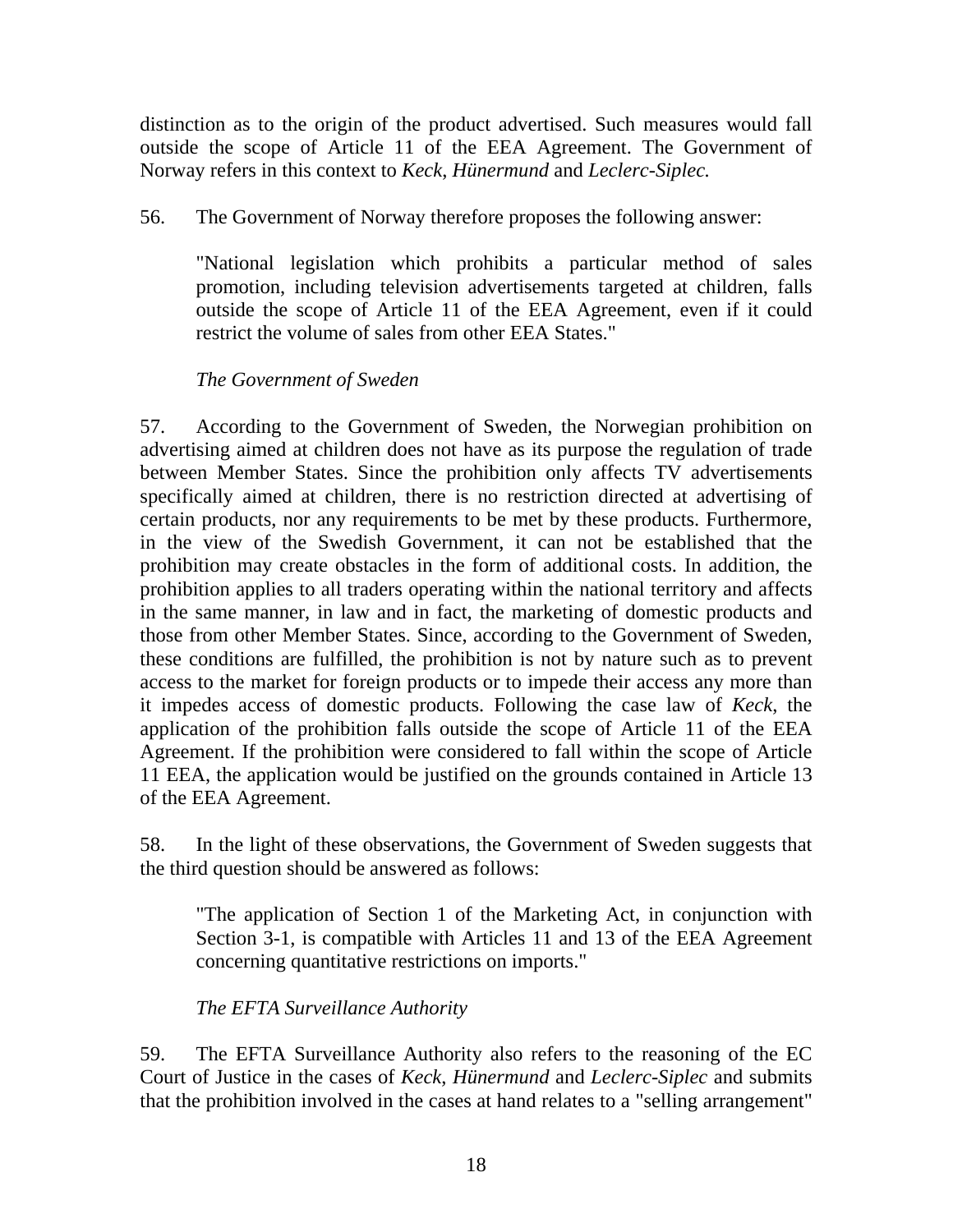distinction as to the origin of the product advertised. Such measures would fall outside the scope of Article 11 of the EEA Agreement. The Government of Norway refers in this context to *Keck*, *Hünermund* and *Leclerc-Siplec.*

56. The Government of Norway therefore proposes the following answer:

> "National legislation which prohibits a particular method of sales promotion, including television advertisements targeted at children, falls outside the scope of Article 11 of the EEA Agreement, even if it could restrict the volume of sales from other EEA States."

*The Government of Sweden*

57. According to the Government of Sweden, the Norwegian prohibition on advertising aimed at children does not have as its purpose the regulation of trade between Member States. Since the prohibition only affects TV advertisements specifically aimed at children, there is no restriction directed at advertising of certain products, nor any requirements to be met by these products. Furthermore, in the view of the Swedish Government, it can not be established that the prohibition may create obstacles in the form of additional costs. In addition, the prohibition applies to all traders operating within the national territory and affects in the same manner, in law and in fact, the marketing of domestic products and those from other Member States. Since, according to the Government of Sweden, these conditions are fulfilled, the prohibition is not by nature such as to prevent access to the market for foreign products or to impede their access any more than it impedes access of domestic products. Following the case law of *Keck*, the application of the prohibition falls outside the scope of Article 11 of the EEA Agreement. If the prohibition were considered to fall within the scope of Article 11 EEA, the application would be justified on the grounds contained in Article 13 of the EEA Agreement.

58. In the light of these observations, the Government of Sweden suggests that the third question should be answered as follows:

> "The application of Section 1 of the Marketing Act, in conjunction with Section 3-1, is compatible with Articles 11 and 13 of the EEA Agreement concerning quantitative restrictions on imports."

*The EFTA Surveillance Authority*

59. The EFTA Surveillance Authority also refers to the reasoning of the EC Court of Justice in the cases of *Keck*, *Hünermund* and *Leclerc-Siplec* and submits that the prohibition involved in the cases at hand relates to a "selling arrangement"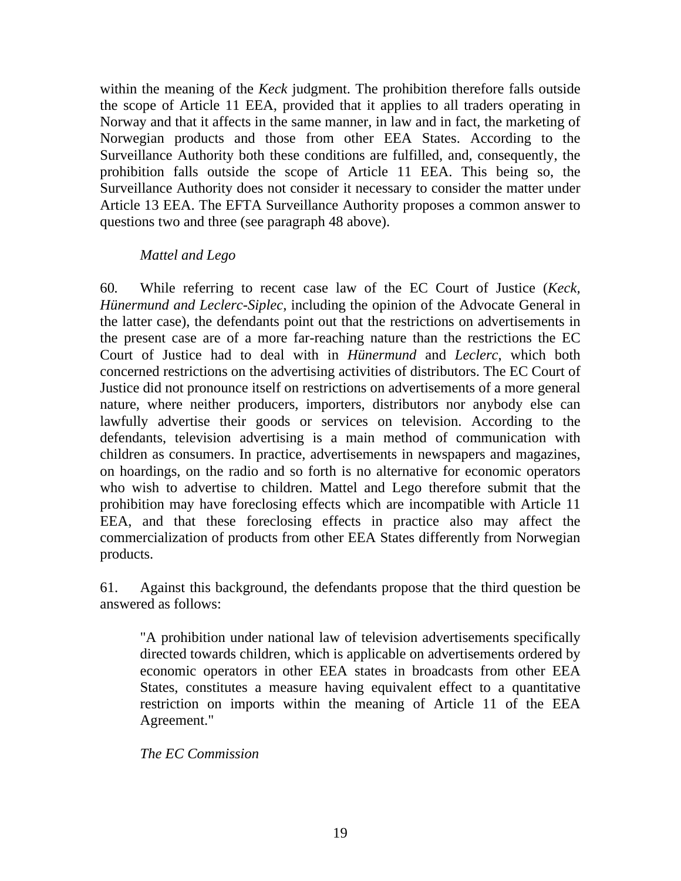within the meaning of the *Keck* judgment. The prohibition therefore falls outside the scope of Article 11 EEA, provided that it applies to all traders operating in Norway and that it affects in the same manner, in law and in fact, the marketing of Norwegian products and those from other EEA States. According to the Surveillance Authority both these conditions are fulfilled, and, consequently, the prohibition falls outside the scope of Article 11 EEA. This being so, the Surveillance Authority does not consider it necessary to consider the matter under Article 13 EEA. The EFTA Surveillance Authority proposes a common answer to questions two and three (see paragraph 48 above).

*Mattel and Lego*

60. While referring to recent case law of the EC Court of Justice (*Keck*, *Hünermund and Leclerc-Siplec*, including the opinion of the Advocate General in the latter case), the defendants point out that the restrictions on advertisements in the present case are of a more far-reaching nature than the restrictions the EC Court of Justice had to deal with in *Hünermund* and *Leclerc*, which both concerned restrictions on the advertising activities of distributors. The EC Court of Justice did not pronounce itself on restrictions on advertisements of a more general nature, where neither producers, importers, distributors nor anybody else can lawfully advertise their goods or services on television. According to the defendants, television advertising is a main method of communication with children as consumers. In practice, advertisements in newspapers and magazines, on hoardings, on the radio and so forth is no alternative for economic operators who wish to advertise to children. Mattel and Lego therefore submit that the prohibition may have foreclosing effects which are incompatible with Article 11 EEA, and that these foreclosing effects in practice also may affect the commercialization of products from other EEA States differently from Norwegian products.

61. Against this background, the defendants propose that the third question be answered as follows:

> "A prohibition under national law of television advertisements specifically directed towards children, which is applicable on advertisements ordered by economic operators in other EEA states in broadcasts from other EEA States, constitutes a measure having equivalent effect to a quantitative restriction on imports within the meaning of Article 11 of the EEA Agreement."

*The EC Commission*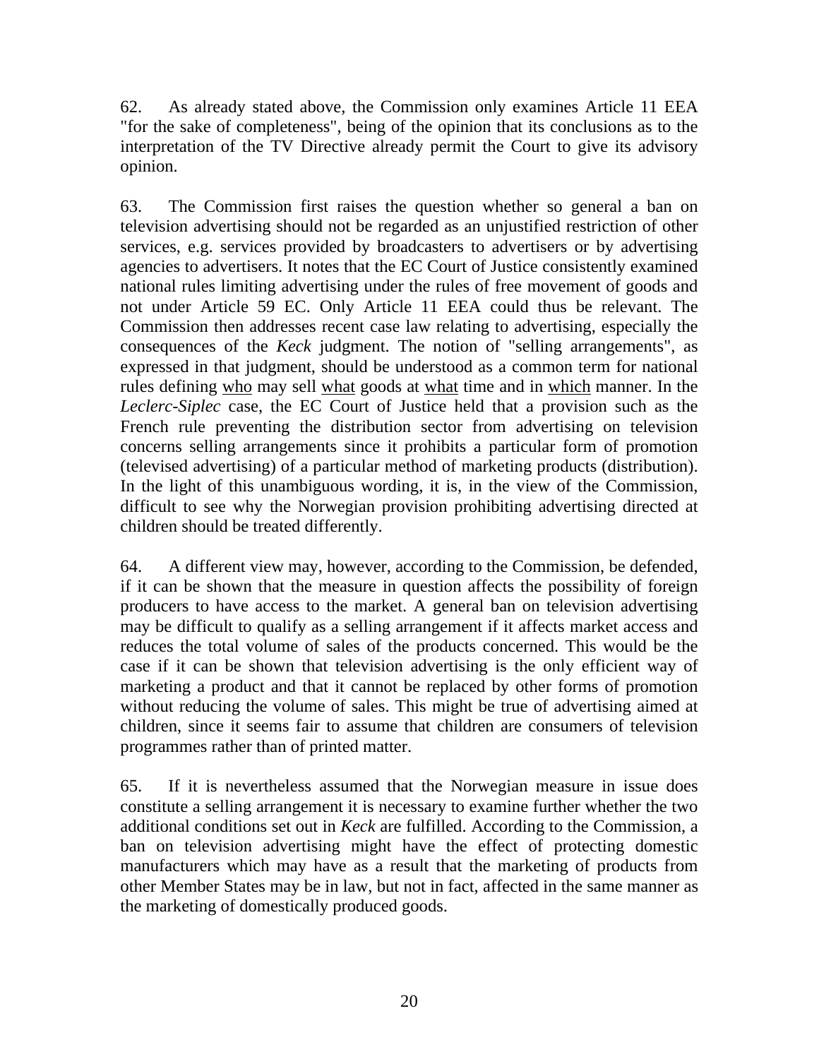62. As already stated above, the Commission only examines Article 11 EEA "for the sake of completeness", being of the opinion that its conclusions as to the interpretation of the TV Directive already permit the Court to give its advisory opinion.

63. The Commission first raises the question whether so general a ban on television advertising should not be regarded as an unjustified restriction of other services, e.g. services provided by broadcasters to advertisers or by advertising agencies to advertisers. It notes that the EC Court of Justice consistently examined national rules limiting advertising under the rules of free movement of goods and not under Article 59 EC. Only Article 11 EEA could thus be relevant. The Commission then addresses recent case law relating to advertising, especially the consequences of the *Keck* judgment. The notion of "selling arrangements", as expressed in that judgment, should be understood as a common term for national rules defining <u>who</u> may sell <u>what</u> goods at <u>what</u> time and in <u>which</u> manner. In the *Leclerc-Siplec* case, the EC Court of Justice held that a provision such as the French rule preventing the distribution sector from advertising on television concerns selling arrangements since it prohibits a particular form of promotion (televised advertising) of a particular method of marketing products (distribution). In the light of this unambiguous wording, it is, in the view of the Commission, difficult to see why the Norwegian provision prohibiting advertising directed at children should be treated differently.

64. A different view may, however, according to the Commission, be defended, if it can be shown that the measure in question affects the possibility of foreign producers to have access to the market. A general ban on television advertising may be difficult to qualify as a selling arrangement if it affects market access and reduces the total volume of sales of the products concerned. This would be the case if it can be shown that television advertising is the only efficient way of marketing a product and that it cannot be replaced by other forms of promotion without reducing the volume of sales. This might be true of advertising aimed at children, since it seems fair to assume that children are consumers of television programmes rather than of printed matter.

65. If it is nevertheless assumed that the Norwegian measure in issue does constitute a selling arrangement it is necessary to examine further whether the two additional conditions set out in *Keck* are fulfilled. According to the Commission, a ban on television advertising might have the effect of protecting domestic manufacturers which may have as a result that the marketing of products from other Member States may be in law, but not in fact, affected in the same manner as the marketing of domestically produced goods.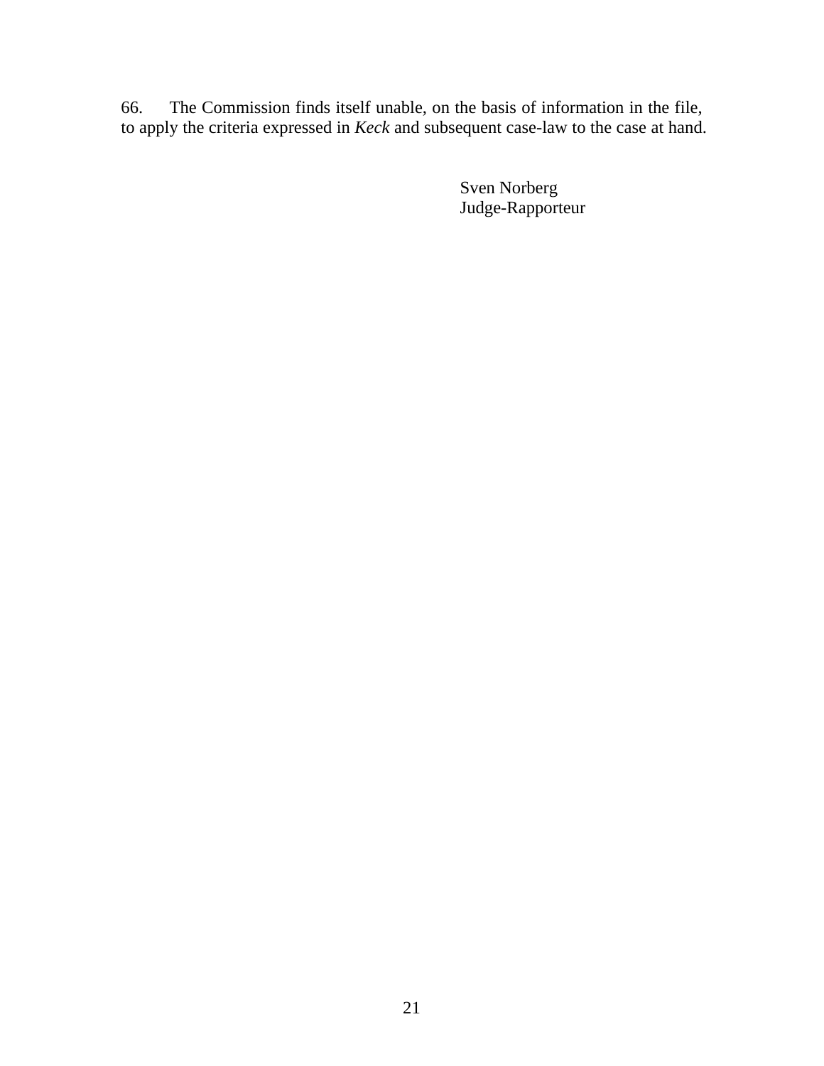66. The Commission finds itself unable, on the basis of information in the file, to apply the criteria expressed in *Keck* and subsequent case-law to the case at hand.

Sven Norberg
Judge-Rapporteur